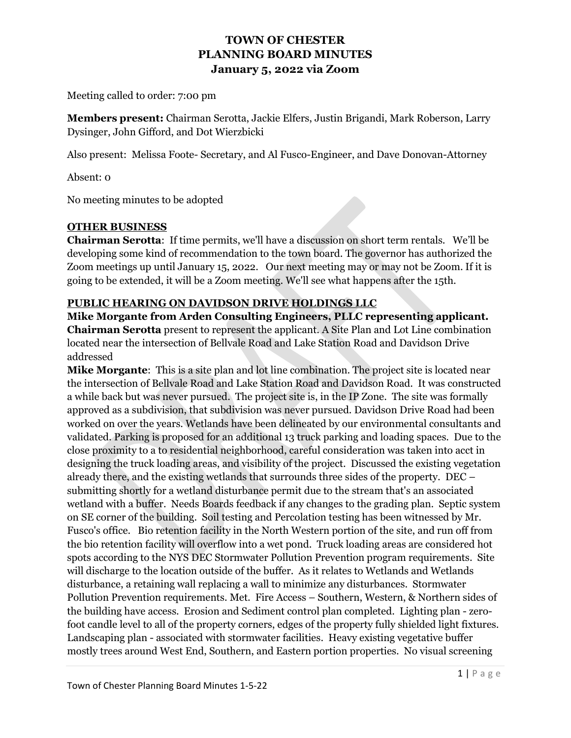# TOWN OF CHESTER
# PLANNING BOARD MINUTES
# January 5, 2022 via Zoom

Meeting called to order: 7:00 pm

**Members present:** Chairman Serotta, Jackie Elfers, Justin Brigandi, Mark Roberson, Larry Dysinger, John Gifford, and Dot Wierzbicki

Also present: Melissa Foote- Secretary, and Al Fusco-Engineer, and Dave Donovan-Attorney

Absent: 0

No meeting minutes to be adopted

## OTHER BUSINESS

**Chairman Serotta**: If time permits, we'll have a discussion on short term rentals. We'll be developing some kind of recommendation to the town board. The governor has authorized the Zoom meetings up until January 15, 2022. Our next meeting may or may not be Zoom. If it is going to be extended, it will be a Zoom meeting. We'll see what happens after the 15th.

## PUBLIC HEARING ON DAVIDSON DRIVE HOLDINGS LLC

**Mike Morgante from Arden Consulting Engineers, PLLC representing applicant.**
**Chairman Serotta** present to represent the applicant. A Site Plan and Lot Line combination located near the intersection of Bellvale Road and Lake Station Road and Davidson Drive addressed

**Mike Morgante**: This is a site plan and lot line combination. The project site is located near the intersection of Bellvale Road and Lake Station Road and Davidson Road. It was constructed a while back but was never pursued. The project site is, in the IP Zone. The site was formally approved as a subdivision, that subdivision was never pursued. Davidson Drive Road had been worked on over the years. Wetlands have been delineated by our environmental consultants and validated. Parking is proposed for an additional 13 truck parking and loading spaces. Due to the close proximity to a to residential neighborhood, careful consideration was taken into acct in designing the truck loading areas, and visibility of the project. Discussed the existing vegetation already there, and the existing wetlands that surrounds three sides of the property. DEC – submitting shortly for a wetland disturbance permit due to the stream that's an associated wetland with a buffer. Needs Boards feedback if any changes to the grading plan. Septic system on SE corner of the building. Soil testing and Percolation testing has been witnessed by Mr. Fusco's office. Bio retention facility in the North Western portion of the site, and run off from the bio retention facility will overflow into a wet pond. Truck loading areas are considered hot spots according to the NYS DEC Stormwater Pollution Prevention program requirements. Site will discharge to the location outside of the buffer. As it relates to Wetlands and Wetlands disturbance, a retaining wall replacing a wall to minimize any disturbances. Stormwater Pollution Prevention requirements. Met. Fire Access – Southern, Western, & Northern sides of the building have access. Erosion and Sediment control plan completed. Lighting plan - zero-foot candle level to all of the property corners, edges of the property fully shielded light fixtures. Landscaping plan - associated with stormwater facilities. Heavy existing vegetative buffer mostly trees around West End, Southern, and Eastern portion properties. No visual screening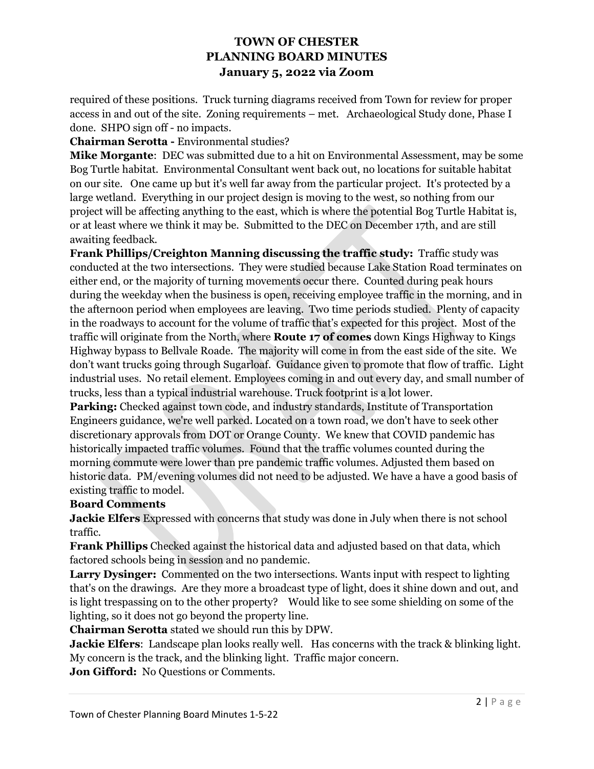required of these positions. Truck turning diagrams received from Town for review for proper access in and out of the site. Zoning requirements – met. Archaeological Study done, Phase I done. SHPO sign off - no impacts.

**Chairman Serotta -** Environmental studies?

**Mike Morgante**: DEC was submitted due to a hit on Environmental Assessment, may be some Bog Turtle habitat. Environmental Consultant went back out, no locations for suitable habitat on our site. One came up but it's well far away from the particular project. It's protected by a large wetland. Everything in our project design is moving to the west, so nothing from our project will be affecting anything to the east, which is where the potential Bog Turtle Habitat is, or at least where we think it may be. Submitted to the DEC on December 17th, and are still awaiting feedback.

**Frank Phillips/Creighton Manning discussing the traffic study:** Traffic study was conducted at the two intersections. They were studied because Lake Station Road terminates on either end, or the majority of turning movements occur there. Counted during peak hours during the weekday when the business is open, receiving employee traffic in the morning, and in the afternoon period when employees are leaving. Two time periods studied. Plenty of capacity in the roadways to account for the volume of traffic that's expected for this project. Most of the traffic will originate from the North, where **Route 17 of comes** down Kings Highway to Kings Highway bypass to Bellvale Roade. The majority will come in from the east side of the site. We don't want trucks going through Sugarloaf. Guidance given to promote that flow of traffic. Light industrial uses. No retail element. Employees coming in and out every day, and small number of trucks, less than a typical industrial warehouse. Truck footprint is a lot lower.

**Parking:** Checked against town code, and industry standards, Institute of Transportation Engineers guidance, we're well parked. Located on a town road, we don't have to seek other discretionary approvals from DOT or Orange County. We knew that COVID pandemic has historically impacted traffic volumes. Found that the traffic volumes counted during the morning commute were lower than pre pandemic traffic volumes. Adjusted them based on historic data. PM/evening volumes did not need to be adjusted. We have a have a good basis of existing traffic to model.

**Board Comments**

**Jackie Elfers** Expressed with concerns that study was done in July when there is not school traffic.

**Frank Phillips** Checked against the historical data and adjusted based on that data, which factored schools being in session and no pandemic.

**Larry Dysinger:** Commented on the two intersections. Wants input with respect to lighting that's on the drawings. Are they more a broadcast type of light, does it shine down and out, and is light trespassing on to the other property? Would like to see some shielding on some of the lighting, so it does not go beyond the property line.

**Chairman Serotta** stated we should run this by DPW.

**Jackie Elfers**: Landscape plan looks really well. Has concerns with the track & blinking light. My concern is the track, and the blinking light. Traffic major concern.

**Jon Gifford:** No Questions or Comments.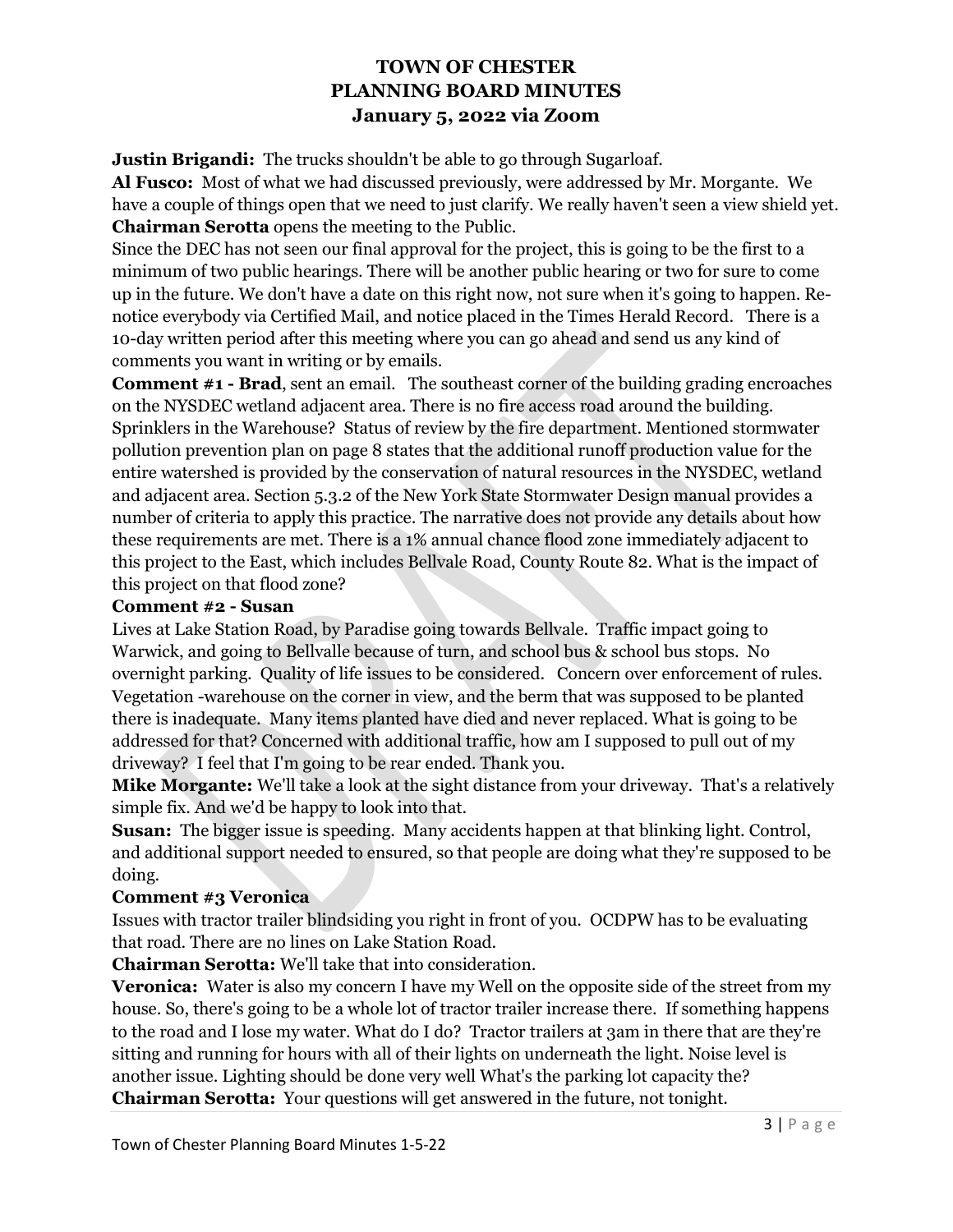# TOWN OF CHESTER
# PLANNING BOARD MINUTES
# January 5, 2022 via Zoom

**Justin Brigandi:** The trucks shouldn't be able to go through Sugarloaf.

**Al Fusco:** Most of what we had discussed previously, were addressed by Mr. Morgante. We have a couple of things open that we need to just clarify. We really haven't seen a view shield yet.

**Chairman Serotta** opens the meeting to the Public.

Since the DEC has not seen our final approval for the project, this is going to be the first to a minimum of two public hearings. There will be another public hearing or two for sure to come up in the future. We don't have a date on this right now, not sure when it's going to happen. Re-notice everybody via Certified Mail, and notice placed in the Times Herald Record. There is a 10-day written period after this meeting where you can go ahead and send us any kind of comments you want in writing or by emails.

**Comment #1 - Brad**, sent an email. The southeast corner of the building grading encroaches on the NYSDEC wetland adjacent area. There is no fire access road around the building. Sprinklers in the Warehouse? Status of review by the fire department. Mentioned stormwater pollution prevention plan on page 8 states that the additional runoff production value for the entire watershed is provided by the conservation of natural resources in the NYSDEC, wetland and adjacent area. Section 5.3.2 of the New York State Stormwater Design manual provides a number of criteria to apply this practice. The narrative does not provide any details about how these requirements are met. There is a 1% annual chance flood zone immediately adjacent to this project to the East, which includes Bellvale Road, County Route 82. What is the impact of this project on that flood zone?

**Comment #2 - Susan**

Lives at Lake Station Road, by Paradise going towards Bellvale. Traffic impact going to Warwick, and going to Bellvalle because of turn, and school bus & school bus stops. No overnight parking. Quality of life issues to be considered. Concern over enforcement of rules. Vegetation -warehouse on the corner in view, and the berm that was supposed to be planted there is inadequate. Many items planted have died and never replaced. What is going to be addressed for that? Concerned with additional traffic, how am I supposed to pull out of my driveway? I feel that I'm going to be rear ended. Thank you.

**Mike Morgante:** We'll take a look at the sight distance from your driveway. That's a relatively simple fix. And we'd be happy to look into that.

**Susan:** The bigger issue is speeding. Many accidents happen at that blinking light. Control, and additional support needed to ensured, so that people are doing what they're supposed to be doing.

**Comment #3 Veronica**

Issues with tractor trailer blindsiding you right in front of you. OCDPW has to be evaluating that road. There are no lines on Lake Station Road.

**Chairman Serotta:** We'll take that into consideration.

**Veronica:** Water is also my concern I have my Well on the opposite side of the street from my house. So, there's going to be a whole lot of tractor trailer increase there. If something happens to the road and I lose my water. What do I do? Tractor trailers at 3am in there that are they're sitting and running for hours with all of their lights on underneath the light. Noise level is another issue. Lighting should be done very well What's the parking lot capacity the?

**Chairman Serotta:** Your questions will get answered in the future, not tonight.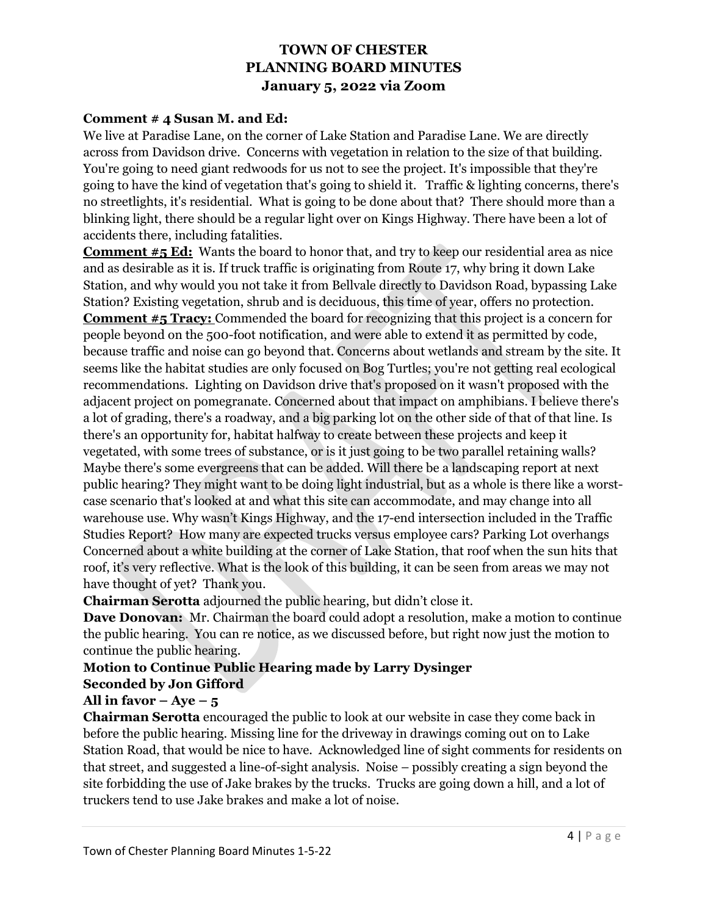**TOWN OF CHESTER**
**PLANNING BOARD MINUTES**
**January 5, 2022 via Zoom**

**Comment # 4 Susan M. and Ed:**
We live at Paradise Lane, on the corner of Lake Station and Paradise Lane. We are directly across from Davidson drive. Concerns with vegetation in relation to the size of that building. You're going to need giant redwoods for us not to see the project. It's impossible that they're going to have the kind of vegetation that's going to shield it. Traffic & lighting concerns, there's no streetlights, it's residential. What is going to be done about that? There should more than a blinking light, there should be a regular light over on Kings Highway. There have been a lot of accidents there, including fatalities.

**Comment #5 Ed:** Wants the board to honor that, and try to keep our residential area as nice and as desirable as it is. If truck traffic is originating from Route 17, why bring it down Lake Station, and why would you not take it from Bellvale directly to Davidson Road, bypassing Lake Station? Existing vegetation, shrub and is deciduous, this time of year, offers no protection.

**Comment #5 Tracy:** Commended the board for recognizing that this project is a concern for people beyond on the 500-foot notification, and were able to extend it as permitted by code, because traffic and noise can go beyond that. Concerns about wetlands and stream by the site. It seems like the habitat studies are only focused on Bog Turtles; you're not getting real ecological recommendations. Lighting on Davidson drive that's proposed on it wasn't proposed with the adjacent project on pomegranate. Concerned about that impact on amphibians. I believe there's a lot of grading, there's a roadway, and a big parking lot on the other side of that of that line. Is there's an opportunity for, habitat halfway to create between these projects and keep it vegetated, with some trees of substance, or is it just going to be two parallel retaining walls? Maybe there's some evergreens that can be added. Will there be a landscaping report at next public hearing? They might want to be doing light industrial, but as a whole is there like a worst-case scenario that's looked at and what this site can accommodate, and may change into all warehouse use. Why wasn't Kings Highway, and the 17-end intersection included in the Traffic Studies Report? How many are expected trucks versus employee cars? Parking Lot overhangs Concerned about a white building at the corner of Lake Station, that roof when the sun hits that roof, it's very reflective. What is the look of this building, it can be seen from areas we may not have thought of yet? Thank you.

**Chairman Serotta** adjourned the public hearing, but didn't close it.

**Dave Donovan:** Mr. Chairman the board could adopt a resolution, make a motion to continue the public hearing. You can re notice, as we discussed before, but right now just the motion to continue the public hearing.

**Motion to Continue Public Hearing made by Larry Dysinger**
**Seconded by Jon Gifford**
**All in favor – Aye – 5**

**Chairman Serotta** encouraged the public to look at our website in case they come back in before the public hearing. Missing line for the driveway in drawings coming out on to Lake Station Road, that would be nice to have. Acknowledged line of sight comments for residents on that street, and suggested a line-of-sight analysis. Noise – possibly creating a sign beyond the site forbidding the use of Jake brakes by the trucks. Trucks are going down a hill, and a lot of truckers tend to use Jake brakes and make a lot of noise.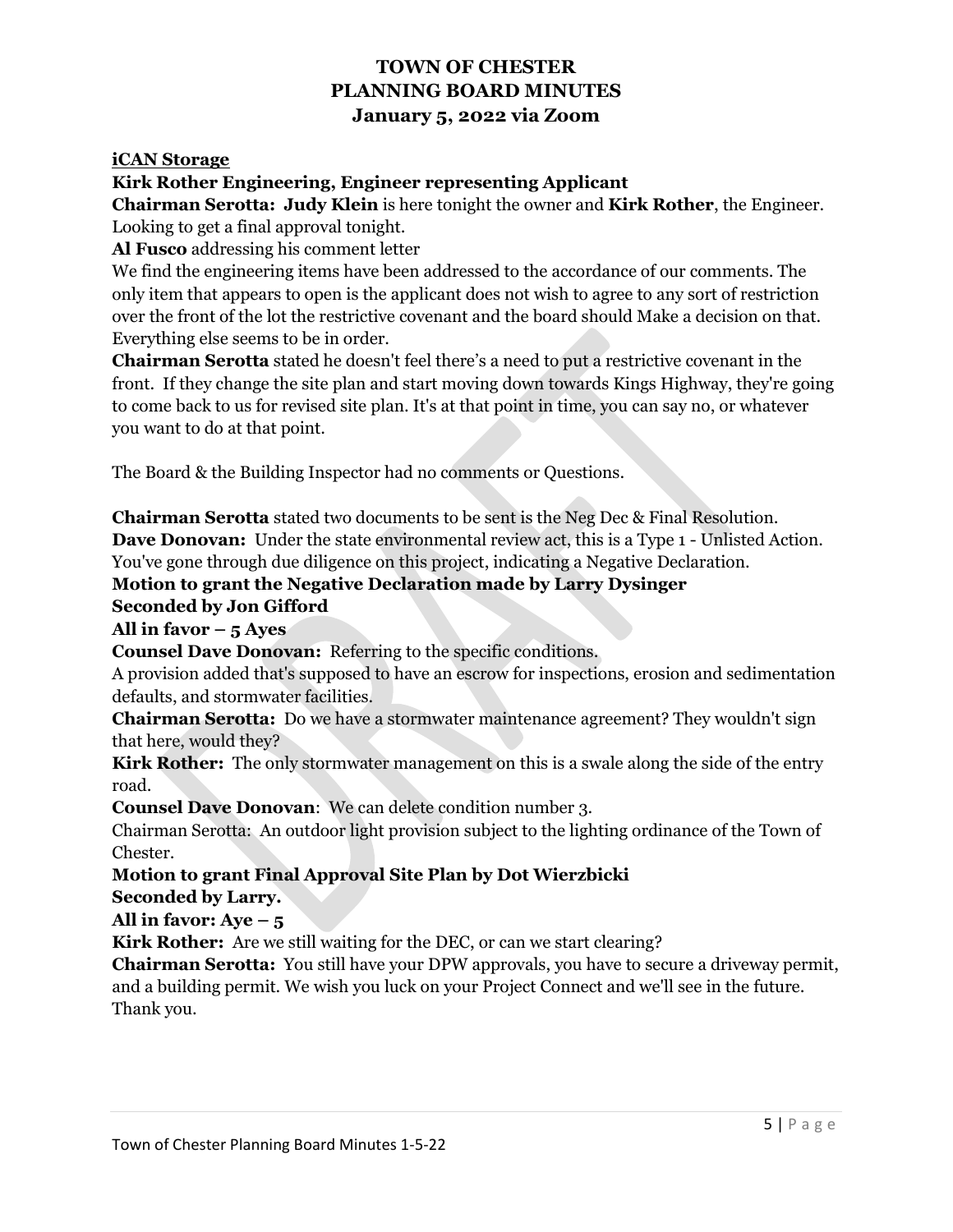# TOWN OF CHESTER
# PLANNING BOARD MINUTES
# January 5, 2022 via Zoom

**iCAN Storage**

**Kirk Rother Engineering, Engineer representing Applicant**

**Chairman Serotta: Judy Klein** is here tonight the owner and **Kirk Rother**, the Engineer. Looking to get a final approval tonight.

**Al Fusco** addressing his comment letter

We find the engineering items have been addressed to the accordance of our comments. The only item that appears to open is the applicant does not wish to agree to any sort of restriction over the front of the lot the restrictive covenant and the board should Make a decision on that. Everything else seems to be in order.

**Chairman Serotta** stated he doesn't feel there's a need to put a restrictive covenant in the front. If they change the site plan and start moving down towards Kings Highway, they're going to come back to us for revised site plan. It's at that point in time, you can say no, or whatever you want to do at that point.

The Board & the Building Inspector had no comments or Questions.

**Chairman Serotta** stated two documents to be sent is the Neg Dec & Final Resolution.

**Dave Donovan:** Under the state environmental review act, this is a Type 1 - Unlisted Action. You've gone through due diligence on this project, indicating a Negative Declaration.

**Motion to grant the Negative Declaration made by Larry Dysinger**

**Seconded by Jon Gifford**

**All in favor – 5 Ayes**

**Counsel Dave Donovan:** Referring to the specific conditions.

A provision added that's supposed to have an escrow for inspections, erosion and sedimentation defaults, and stormwater facilities.

**Chairman Serotta:** Do we have a stormwater maintenance agreement? They wouldn't sign that here, would they?

**Kirk Rother:** The only stormwater management on this is a swale along the side of the entry road.

**Counsel Dave Donovan**: We can delete condition number 3.

Chairman Serotta: An outdoor light provision subject to the lighting ordinance of the Town of Chester.

**Motion to grant Final Approval Site Plan by Dot Wierzbicki**

**Seconded by Larry.**

**All in favor: Aye – 5**

**Kirk Rother:** Are we still waiting for the DEC, or can we start clearing?

**Chairman Serotta:** You still have your DPW approvals, you have to secure a driveway permit, and a building permit. We wish you luck on your Project Connect and we'll see in the future. Thank you.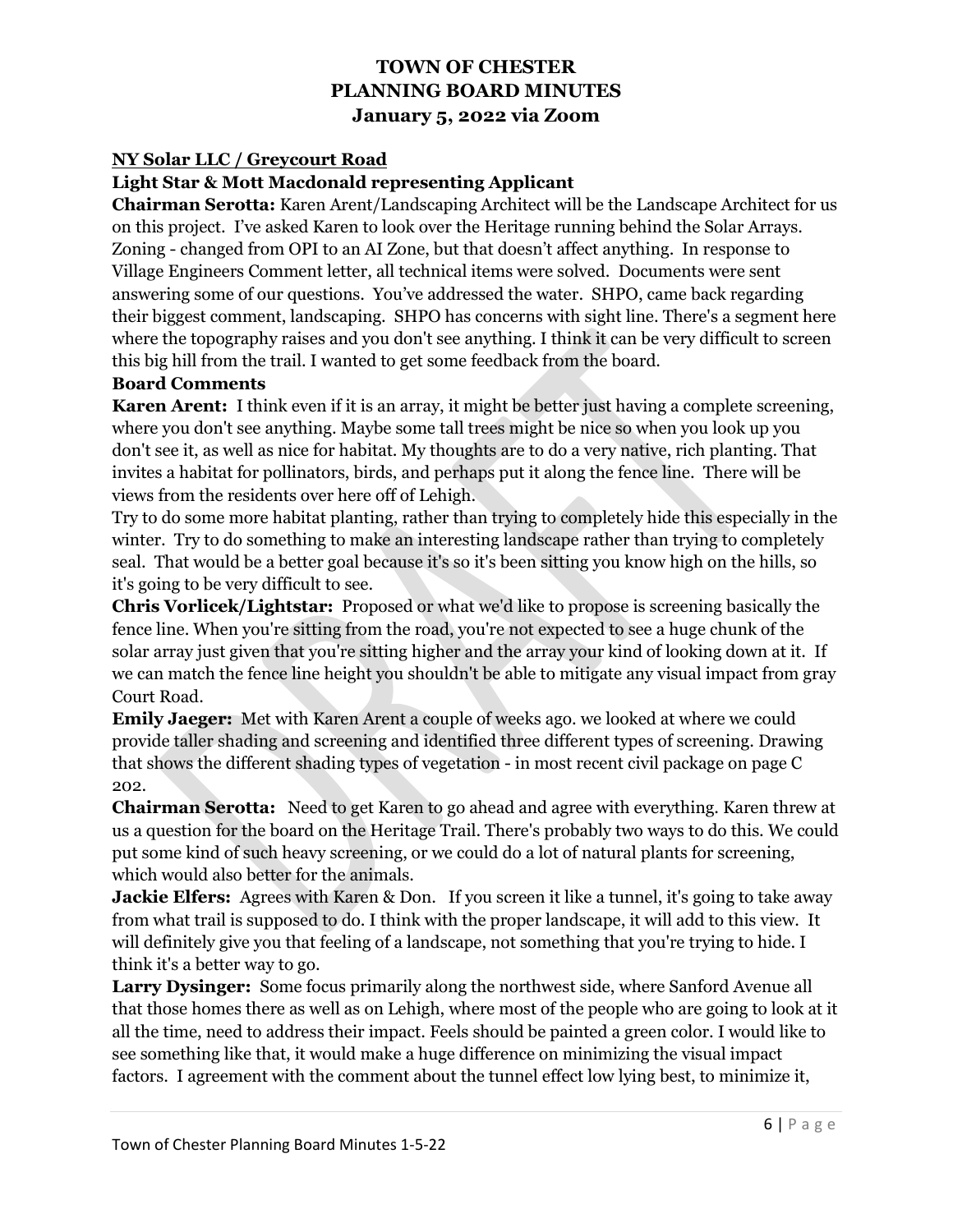# TOWN OF CHESTER
# PLANNING BOARD MINUTES
# January 5, 2022 via Zoom

**NY Solar LLC / Greycourt Road**

**Light Star & Mott Macdonald representing Applicant**

**Chairman Serotta:** Karen Arent/Landscaping Architect will be the Landscape Architect for us on this project. I've asked Karen to look over the Heritage running behind the Solar Arrays. Zoning - changed from OPI to an AI Zone, but that doesn't affect anything. In response to Village Engineers Comment letter, all technical items were solved. Documents were sent answering some of our questions. You've addressed the water. SHPO, came back regarding their biggest comment, landscaping. SHPO has concerns with sight line. There's a segment here where the topography raises and you don't see anything. I think it can be very difficult to screen this big hill from the trail. I wanted to get some feedback from the board.

**Board Comments**

**Karen Arent:** I think even if it is an array, it might be better just having a complete screening, where you don't see anything. Maybe some tall trees might be nice so when you look up you don't see it, as well as nice for habitat. My thoughts are to do a very native, rich planting. That invites a habitat for pollinators, birds, and perhaps put it along the fence line. There will be views from the residents over here off of Lehigh.

Try to do some more habitat planting, rather than trying to completely hide this especially in the winter. Try to do something to make an interesting landscape rather than trying to completely seal. That would be a better goal because it's so it's been sitting you know high on the hills, so it's going to be very difficult to see.

**Chris Vorlicek/Lightstar:** Proposed or what we'd like to propose is screening basically the fence line. When you're sitting from the road, you're not expected to see a huge chunk of the solar array just given that you're sitting higher and the array your kind of looking down at it. If we can match the fence line height you shouldn't be able to mitigate any visual impact from gray Court Road.

**Emily Jaeger:** Met with Karen Arent a couple of weeks ago. we looked at where we could provide taller shading and screening and identified three different types of screening. Drawing that shows the different shading types of vegetation - in most recent civil package on page C 202.

**Chairman Serotta:** Need to get Karen to go ahead and agree with everything. Karen threw at us a question for the board on the Heritage Trail. There's probably two ways to do this. We could put some kind of such heavy screening, or we could do a lot of natural plants for screening, which would also better for the animals.

**Jackie Elfers:** Agrees with Karen & Don. If you screen it like a tunnel, it's going to take away from what trail is supposed to do. I think with the proper landscape, it will add to this view. It will definitely give you that feeling of a landscape, not something that you're trying to hide. I think it's a better way to go.

**Larry Dysinger:** Some focus primarily along the northwest side, where Sanford Avenue all that those homes there as well as on Lehigh, where most of the people who are going to look at it all the time, need to address their impact. Feels should be painted a green color. I would like to see something like that, it would make a huge difference on minimizing the visual impact factors. I agreement with the comment about the tunnel effect low lying best, to minimize it,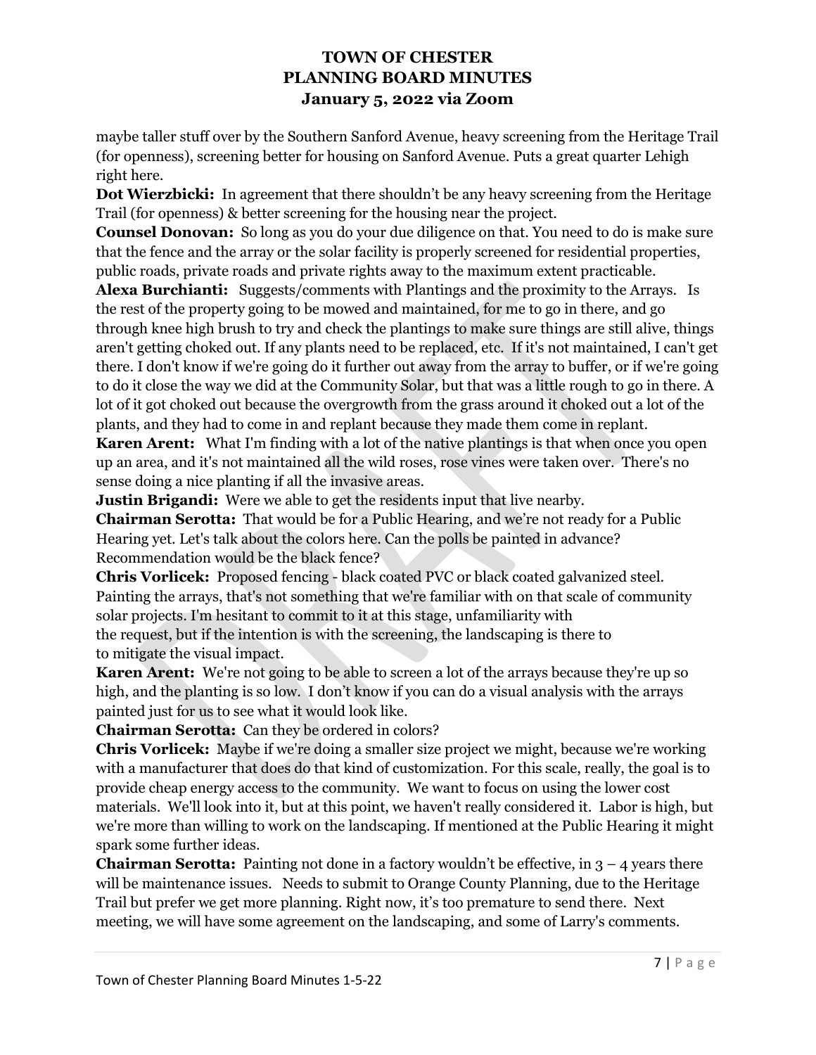maybe taller stuff over by the Southern Sanford Avenue, heavy screening from the Heritage Trail (for openness), screening better for housing on Sanford Avenue. Puts a great quarter Lehigh right here.

**Dot Wierzbicki:** In agreement that there shouldn't be any heavy screening from the Heritage Trail (for openness) & better screening for the housing near the project.

**Counsel Donovan:** So long as you do your due diligence on that. You need to do is make sure that the fence and the array or the solar facility is properly screened for residential properties, public roads, private roads and private rights away to the maximum extent practicable.

**Alexa Burchianti:** Suggests/comments with Plantings and the proximity to the Arrays. Is the rest of the property going to be mowed and maintained, for me to go in there, and go through knee high brush to try and check the plantings to make sure things are still alive, things aren't getting choked out. If any plants need to be replaced, etc. If it's not maintained, I can't get there. I don't know if we're going do it further out away from the array to buffer, or if we're going to do it close the way we did at the Community Solar, but that was a little rough to go in there. A lot of it got choked out because the overgrowth from the grass around it choked out a lot of the plants, and they had to come in and replant because they made them come in replant.

**Karen Arent:** What I'm finding with a lot of the native plantings is that when once you open up an area, and it's not maintained all the wild roses, rose vines were taken over. There's no sense doing a nice planting if all the invasive areas.

**Justin Brigandi:** Were we able to get the residents input that live nearby.

**Chairman Serotta:** That would be for a Public Hearing, and we're not ready for a Public Hearing yet. Let's talk about the colors here. Can the polls be painted in advance? Recommendation would be the black fence?

**Chris Vorlicek:** Proposed fencing - black coated PVC or black coated galvanized steel. Painting the arrays, that's not something that we're familiar with on that scale of community solar projects. I'm hesitant to commit to it at this stage, unfamiliarity with the request, but if the intention is with the screening, the landscaping is there to to mitigate the visual impact.

**Karen Arent:** We're not going to be able to screen a lot of the arrays because they're up so high, and the planting is so low. I don't know if you can do a visual analysis with the arrays painted just for us to see what it would look like.

**Chairman Serotta:** Can they be ordered in colors?

**Chris Vorlicek:** Maybe if we're doing a smaller size project we might, because we're working with a manufacturer that does do that kind of customization. For this scale, really, the goal is to provide cheap energy access to the community. We want to focus on using the lower cost materials. We'll look into it, but at this point, we haven't really considered it. Labor is high, but we're more than willing to work on the landscaping. If mentioned at the Public Hearing it might spark some further ideas.

**Chairman Serotta:** Painting not done in a factory wouldn't be effective, in 3 – 4 years there will be maintenance issues. Needs to submit to Orange County Planning, due to the Heritage Trail but prefer we get more planning. Right now, it's too premature to send there. Next meeting, we will have some agreement on the landscaping, and some of Larry's comments.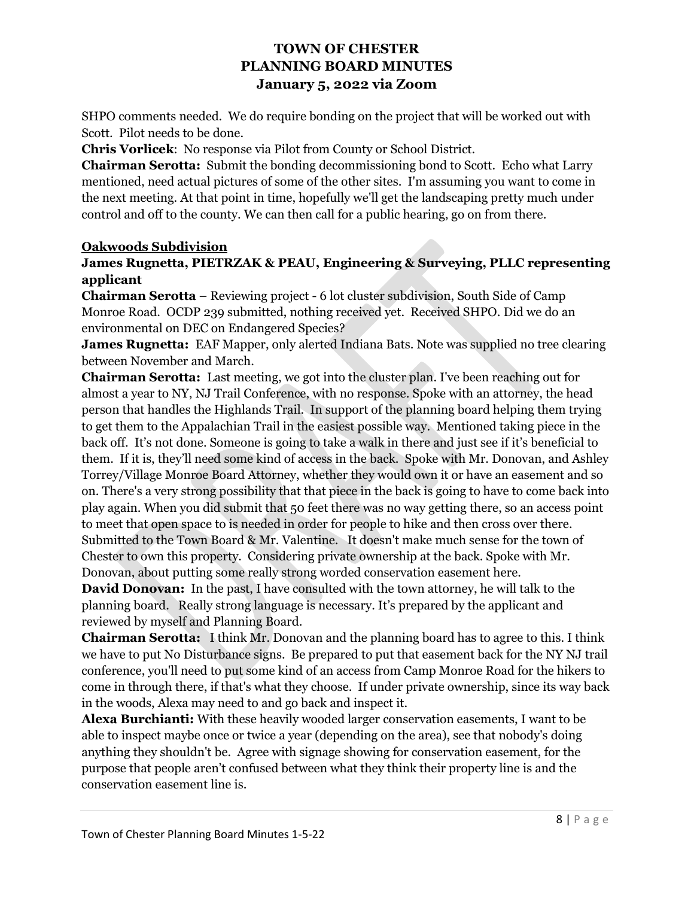# TOWN OF CHESTER
# PLANNING BOARD MINUTES
# January 5, 2022 via Zoom

SHPO comments needed. We do require bonding on the project that will be worked out with Scott. Pilot needs to be done.

**Chris Vorlicek**: No response via Pilot from County or School District.

**Chairman Serotta:** Submit the bonding decommissioning bond to Scott. Echo what Larry mentioned, need actual pictures of some of the other sites. I'm assuming you want to come in the next meeting. At that point in time, hopefully we'll get the landscaping pretty much under control and off to the county. We can then call for a public hearing, go on from there.

**Oakwoods Subdivision**

**James Rugnetta, PIETRZAK & PEAU, Engineering & Surveying, PLLC representing applicant**

**Chairman Serotta** – Reviewing project - 6 lot cluster subdivision, South Side of Camp Monroe Road. OCDP 239 submitted, nothing received yet. Received SHPO. Did we do an environmental on DEC on Endangered Species?

**James Rugnetta:** EAF Mapper, only alerted Indiana Bats. Note was supplied no tree clearing between November and March.

**Chairman Serotta:** Last meeting, we got into the cluster plan. I've been reaching out for almost a year to NY, NJ Trail Conference, with no response. Spoke with an attorney, the head person that handles the Highlands Trail. In support of the planning board helping them trying to get them to the Appalachian Trail in the easiest possible way. Mentioned taking piece in the back off. It's not done. Someone is going to take a walk in there and just see if it's beneficial to them. If it is, they'll need some kind of access in the back. Spoke with Mr. Donovan, and Ashley Torrey/Village Monroe Board Attorney, whether they would own it or have an easement and so on. There's a very strong possibility that that piece in the back is going to have to come back into play again. When you did submit that 50 feet there was no way getting there, so an access point to meet that open space to is needed in order for people to hike and then cross over there. Submitted to the Town Board & Mr. Valentine. It doesn't make much sense for the town of Chester to own this property. Considering private ownership at the back. Spoke with Mr. Donovan, about putting some really strong worded conservation easement here.

**David Donovan:** In the past, I have consulted with the town attorney, he will talk to the planning board. Really strong language is necessary. It's prepared by the applicant and reviewed by myself and Planning Board.

**Chairman Serotta:** I think Mr. Donovan and the planning board has to agree to this. I think we have to put No Disturbance signs. Be prepared to put that easement back for the NY NJ trail conference, you'll need to put some kind of an access from Camp Monroe Road for the hikers to come in through there, if that's what they choose. If under private ownership, since its way back in the woods, Alexa may need to and go back and inspect it.

**Alexa Burchianti:** With these heavily wooded larger conservation easements, I want to be able to inspect maybe once or twice a year (depending on the area), see that nobody's doing anything they shouldn't be. Agree with signage showing for conservation easement, for the purpose that people aren't confused between what they think their property line is and the conservation easement line is.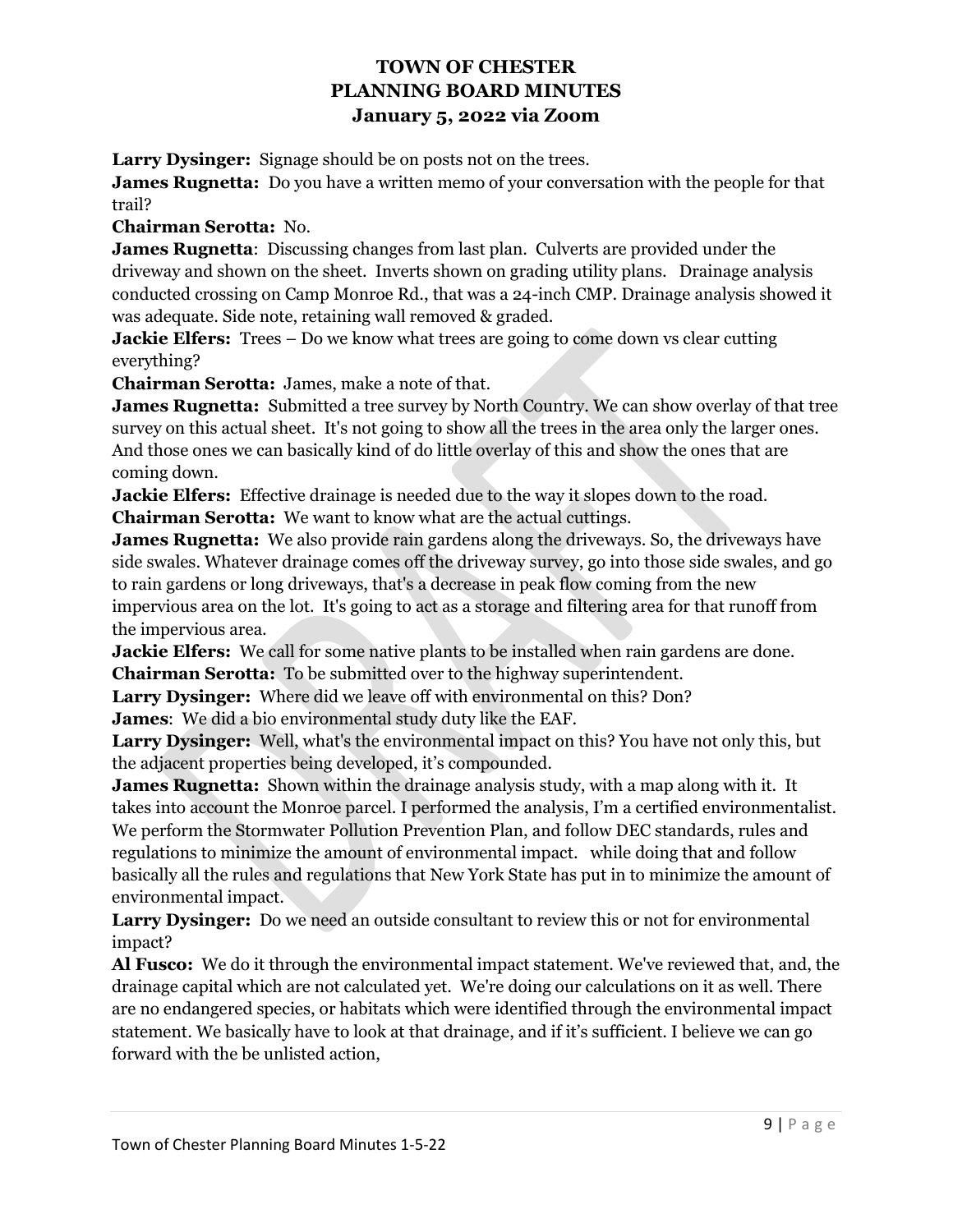# TOWN OF CHESTER
# PLANNING BOARD MINUTES
# January 5, 2022 via Zoom

**Larry Dysinger:** Signage should be on posts not on the trees.

**James Rugnetta:** Do you have a written memo of your conversation with the people for that trail?

**Chairman Serotta:** No.

**James Rugnetta**: Discussing changes from last plan. Culverts are provided under the driveway and shown on the sheet. Inverts shown on grading utility plans. Drainage analysis conducted crossing on Camp Monroe Rd., that was a 24-inch CMP. Drainage analysis showed it was adequate. Side note, retaining wall removed & graded.

**Jackie Elfers:** Trees – Do we know what trees are going to come down vs clear cutting everything?

**Chairman Serotta:** James, make a note of that.

**James Rugnetta:** Submitted a tree survey by North Country. We can show overlay of that tree survey on this actual sheet. It's not going to show all the trees in the area only the larger ones. And those ones we can basically kind of do little overlay of this and show the ones that are coming down.

**Jackie Elfers:** Effective drainage is needed due to the way it slopes down to the road.

**Chairman Serotta:** We want to know what are the actual cuttings.

**James Rugnetta:** We also provide rain gardens along the driveways. So, the driveways have side swales. Whatever drainage comes off the driveway survey, go into those side swales, and go to rain gardens or long driveways, that's a decrease in peak flow coming from the new impervious area on the lot. It's going to act as a storage and filtering area for that runoff from the impervious area.

**Jackie Elfers:** We call for some native plants to be installed when rain gardens are done.

**Chairman Serotta:** To be submitted over to the highway superintendent.

**Larry Dysinger:** Where did we leave off with environmental on this? Don?

**James**: We did a bio environmental study duty like the EAF.

**Larry Dysinger:** Well, what's the environmental impact on this? You have not only this, but the adjacent properties being developed, it's compounded.

**James Rugnetta:** Shown within the drainage analysis study, with a map along with it. It takes into account the Monroe parcel. I performed the analysis, I'm a certified environmentalist. We perform the Stormwater Pollution Prevention Plan, and follow DEC standards, rules and regulations to minimize the amount of environmental impact. while doing that and follow basically all the rules and regulations that New York State has put in to minimize the amount of environmental impact.

**Larry Dysinger:** Do we need an outside consultant to review this or not for environmental impact?

**Al Fusco:** We do it through the environmental impact statement. We've reviewed that, and, the drainage capital which are not calculated yet. We're doing our calculations on it as well. There are no endangered species, or habitats which were identified through the environmental impact statement. We basically have to look at that drainage, and if it's sufficient. I believe we can go forward with the be unlisted action,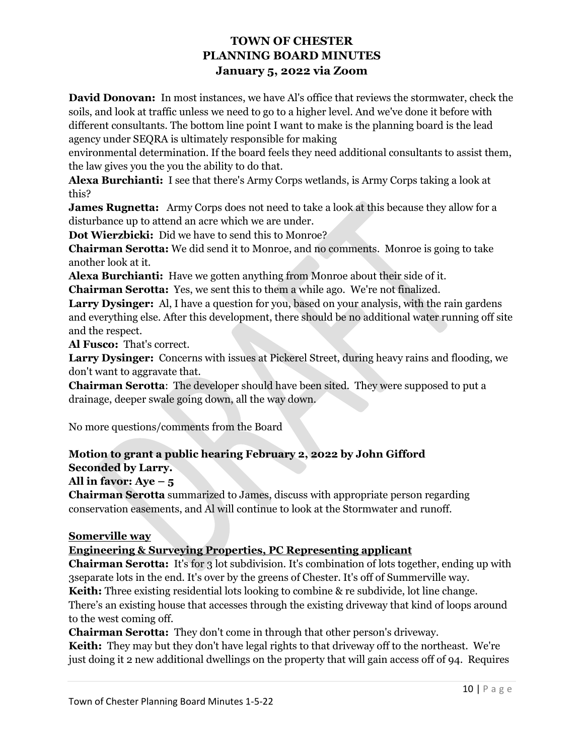# TOWN OF CHESTER
# PLANNING BOARD MINUTES
# January 5, 2022 via Zoom

**David Donovan:** In most instances, we have Al's office that reviews the stormwater, check the soils, and look at traffic unless we need to go to a higher level. And we've done it before with different consultants. The bottom line point I want to make is the planning board is the lead agency under SEQRA is ultimately responsible for making environmental determination. If the board feels they need additional consultants to assist them, the law gives you the you the ability to do that.

**Alexa Burchianti:** I see that there's Army Corps wetlands, is Army Corps taking a look at this?

**James Rugnetta:** Army Corps does not need to take a look at this because they allow for a disturbance up to attend an acre which we are under.

**Dot Wierzbicki:** Did we have to send this to Monroe?

**Chairman Serotta:** We did send it to Monroe, and no comments. Monroe is going to take another look at it.

**Alexa Burchianti:** Have we gotten anything from Monroe about their side of it.

**Chairman Serotta:** Yes, we sent this to them a while ago. We're not finalized.

**Larry Dysinger:** Al, I have a question for you, based on your analysis, with the rain gardens and everything else. After this development, there should be no additional water running off site and the respect.

**Al Fusco:** That's correct.

**Larry Dysinger:** Concerns with issues at Pickerel Street, during heavy rains and flooding, we don't want to aggravate that.

**Chairman Serotta**: The developer should have been sited. They were supposed to put a drainage, deeper swale going down, all the way down.

No more questions/comments from the Board

**Motion to grant a public hearing February 2, 2022 by John Gifford**
**Seconded by Larry.**
**All in favor: Aye – 5**

**Chairman Serotta** summarized to James, discuss with appropriate person regarding conservation easements, and Al will continue to look at the Stormwater and runoff.

**Somerville way**

**Engineering & Surveying Properties, PC Representing applicant**

**Chairman Serotta:** It's for 3 lot subdivision. It's combination of lots together, ending up with 3separate lots in the end. It's over by the greens of Chester. It's off of Summerville way.

**Keith:** Three existing residential lots looking to combine & re subdivide, lot line change. There's an existing house that accesses through the existing driveway that kind of loops around to the west coming off.

**Chairman Serotta:** They don't come in through that other person's driveway.

**Keith:** They may but they don't have legal rights to that driveway off to the northeast. We're just doing it 2 new additional dwellings on the property that will gain access off of 94. Requires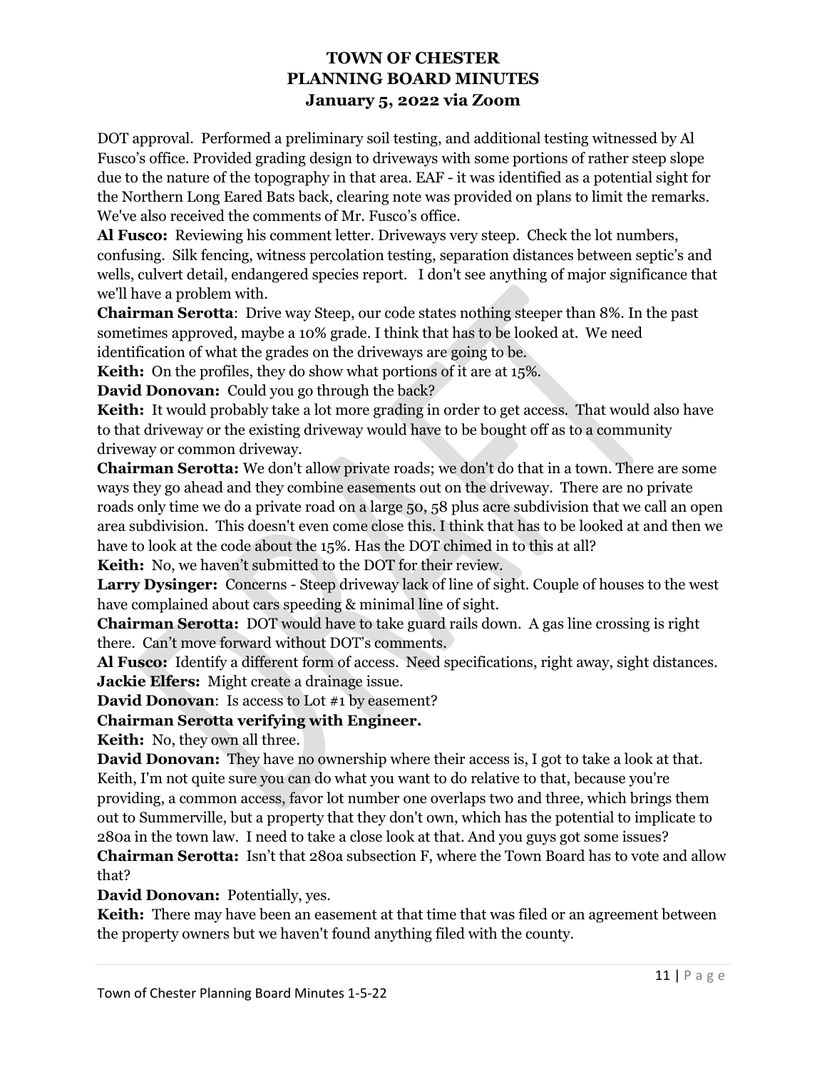# TOWN OF CHESTER
# PLANNING BOARD MINUTES
# January 5, 2022 via Zoom

DOT approval. Performed a preliminary soil testing, and additional testing witnessed by Al Fusco's office. Provided grading design to driveways with some portions of rather steep slope due to the nature of the topography in that area. EAF - it was identified as a potential sight for the Northern Long Eared Bats back, clearing note was provided on plans to limit the remarks. We've also received the comments of Mr. Fusco's office.

**Al Fusco:** Reviewing his comment letter. Driveways very steep. Check the lot numbers, confusing. Silk fencing, witness percolation testing, separation distances between septic's and wells, culvert detail, endangered species report. I don't see anything of major significance that we'll have a problem with.

**Chairman Serotta**: Drive way Steep, our code states nothing steeper than 8%. In the past sometimes approved, maybe a 10% grade. I think that has to be looked at. We need identification of what the grades on the driveways are going to be.

**Keith:** On the profiles, they do show what portions of it are at 15%.

**David Donovan:** Could you go through the back?

**Keith:** It would probably take a lot more grading in order to get access. That would also have to that driveway or the existing driveway would have to be bought off as to a community driveway or common driveway.

**Chairman Serotta:** We don't allow private roads; we don't do that in a town. There are some ways they go ahead and they combine easements out on the driveway. There are no private roads only time we do a private road on a large 50, 58 plus acre subdivision that we call an open area subdivision. This doesn't even come close this. I think that has to be looked at and then we have to look at the code about the 15%. Has the DOT chimed in to this at all?

**Keith:** No, we haven't submitted to the DOT for their review.

**Larry Dysinger:** Concerns - Steep driveway lack of line of sight. Couple of houses to the west have complained about cars speeding & minimal line of sight.

**Chairman Serotta:** DOT would have to take guard rails down. A gas line crossing is right there. Can't move forward without DOT's comments.

**Al Fusco:** Identify a different form of access. Need specifications, right away, sight distances.

**Jackie Elfers:** Might create a drainage issue.

**David Donovan**: Is access to Lot #1 by easement?

**Chairman Serotta verifying with Engineer.**

**Keith:** No, they own all three.

**David Donovan:** They have no ownership where their access is, I got to take a look at that. Keith, I'm not quite sure you can do what you want to do relative to that, because you're providing, a common access, favor lot number one overlaps two and three, which brings them out to Summerville, but a property that they don't own, which has the potential to implicate to 280a in the town law. I need to take a close look at that. And you guys got some issues?

**Chairman Serotta:** Isn't that 280a subsection F, where the Town Board has to vote and allow that?

**David Donovan:** Potentially, yes.

**Keith:** There may have been an easement at that time that was filed or an agreement between the property owners but we haven't found anything filed with the county.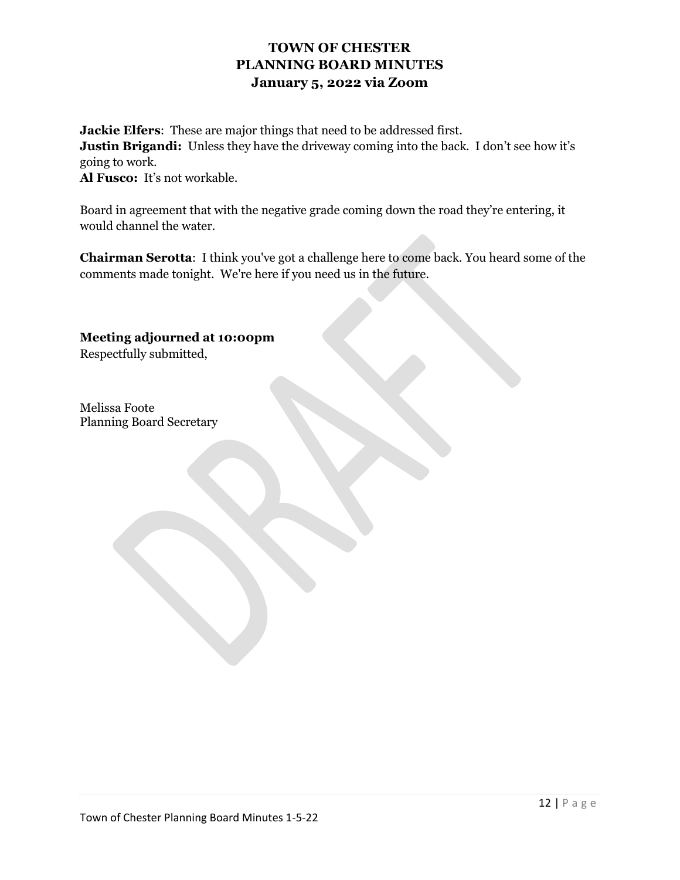**Jackie Elfers**: These are major things that need to be addressed first.
**Justin Brigandi:** Unless they have the driveway coming into the back. I don't see how it's going to work.
**Al Fusco:** It's not workable.

Board in agreement that with the negative grade coming down the road they're entering, it would channel the water.

**Chairman Serotta**: I think you've got a challenge here to come back. You heard some of the comments made tonight. We're here if you need us in the future.

**Meeting adjourned at 10:00pm**
Respectfully submitted,

Melissa Foote
Planning Board Secretary